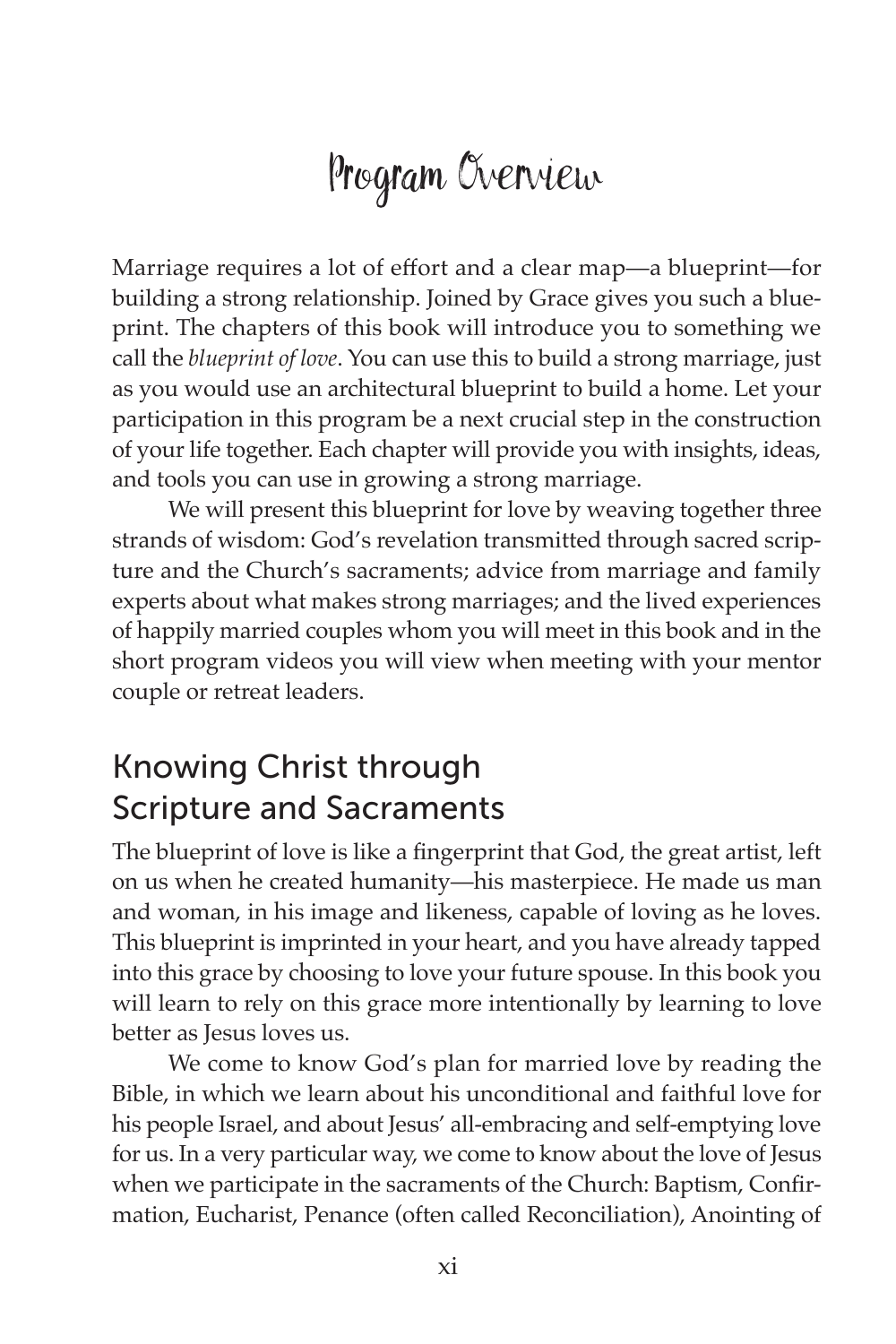# Program Overview

Marriage requires a lot of effort and a clear map—a blueprint—for building a strong relationship. Joined by Grace gives you such a blueprint. The chapters of this book will introduce you to something we call the *blueprint of love*. You can use this to build a strong marriage, just as you would use an architectural blueprint to build a home. Let your participation in this program be a next crucial step in the construction of your life together. Each chapter will provide you with insights, ideas, and tools you can use in growing a strong marriage.

We will present this blueprint for love by weaving together three strands of wisdom: God's revelation transmitted through sacred scripture and the Church's sacraments; advice from marriage and family experts about what makes strong marriages; and the lived experiences of happily married couples whom you will meet in this book and in the short program videos you will view when meeting with your mentor couple or retreat leaders.

## Knowing Christ through Scripture and Sacraments

The blueprint of love is like a fingerprint that God, the great artist, left on us when he created humanity—his masterpiece. He made us man and woman, in his image and likeness, capable of loving as he loves. This blueprint is imprinted in your heart, and you have already tapped into this grace by choosing to love your future spouse. In this book you will learn to rely on this grace more intentionally by learning to love better as Jesus loves us.

We come to know God's plan for married love by reading the Bible, in which we learn about his unconditional and faithful love for his people Israel, and about Jesus' all-embracing and self-emptying love for us. In a very particular way, we come to know about the love of Jesus when we participate in the sacraments of the Church: Baptism, Confirmation, Eucharist, Penance (often called Reconciliation), Anointing of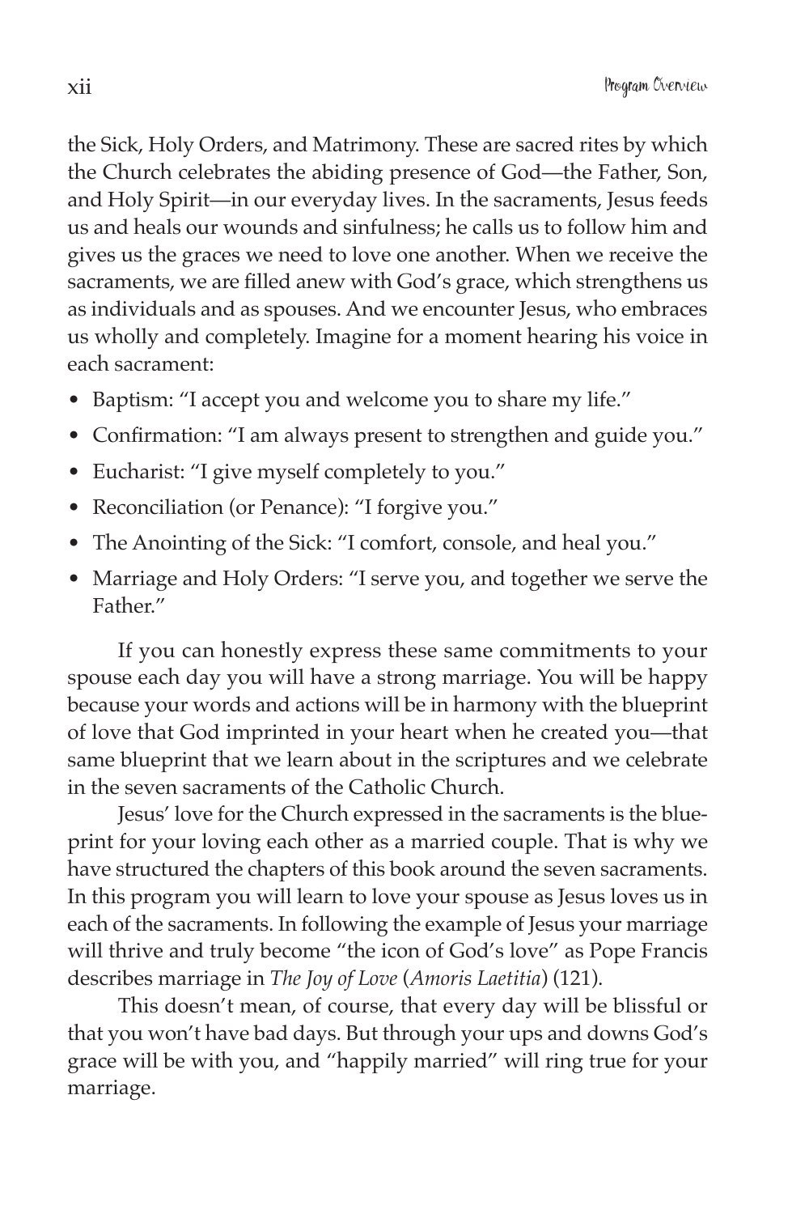the Sick, Holy Orders, and Matrimony. These are sacred rites by which the Church celebrates the abiding presence of God—the Father, Son, and Holy Spirit—in our everyday lives. In the sacraments, Jesus feeds us and heals our wounds and sinfulness; he calls us to follow him and gives us the graces we need to love one another. When we receive the sacraments, we are filled anew with God's grace, which strengthens us as individuals and as spouses. And we encounter Jesus, who embraces us wholly and completely. Imagine for a moment hearing his voice in each sacrament:

- Baptism: "I accept you and welcome you to share my life."
- Confirmation: "I am always present to strengthen and guide you."
- Eucharist: "I give myself completely to you."
- Reconciliation (or Penance): "I forgive you."
- The Anointing of the Sick: "I comfort, console, and heal you."
- Marriage and Holy Orders: "I serve you, and together we serve the Father."

If you can honestly express these same commitments to your spouse each day you will have a strong marriage. You will be happy because your words and actions will be in harmony with the blueprint of love that God imprinted in your heart when he created you—that same blueprint that we learn about in the scriptures and we celebrate in the seven sacraments of the Catholic Church.

Jesus' love for the Church expressed in the sacraments is the blueprint for your loving each other as a married couple. That is why we have structured the chapters of this book around the seven sacraments. In this program you will learn to love your spouse as Jesus loves us in each of the sacraments. In following the example of Jesus your marriage will thrive and truly become "the icon of God's love" as Pope Francis describes marriage in *The Joy of Love* (*Amoris Laetitia*) (121).

This doesn't mean, of course, that every day will be blissful or that you won't have bad days. But through your ups and downs God's grace will be with you, and "happily married" will ring true for your marriage.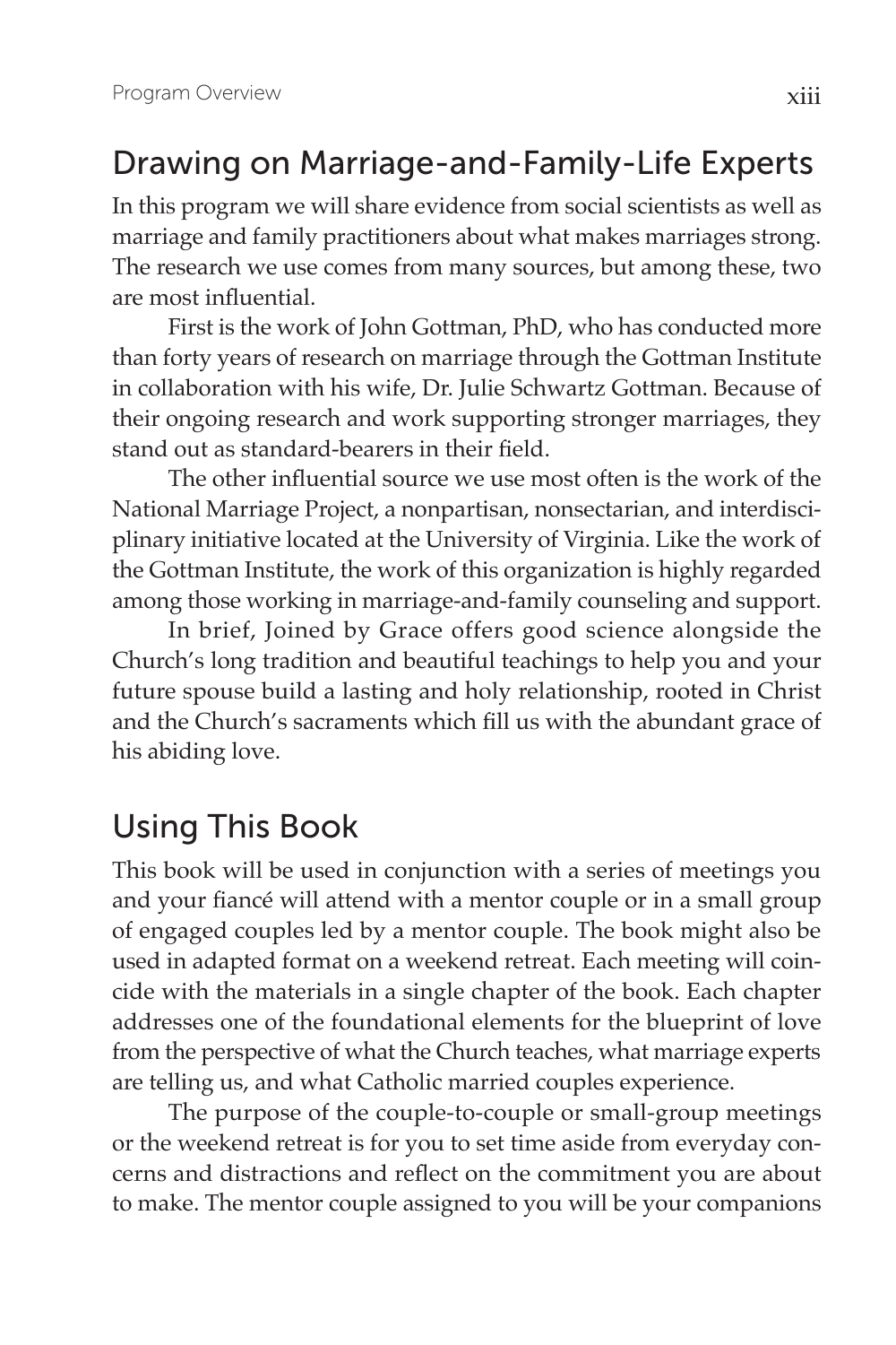## Drawing on Marriage-and-Family-Life Experts

In this program we will share evidence from social scientists as well as marriage and family practitioners about what makes marriages strong. The research we use comes from many sources, but among these, two are most influential.

First is the work of John Gottman, PhD, who has conducted more than forty years of research on marriage through the Gottman Institute in collaboration with his wife, Dr. Julie Schwartz Gottman. Because of their ongoing research and work supporting stronger marriages, they stand out as standard-bearers in their field.

The other influential source we use most often is the work of the National Marriage Project, a nonpartisan, nonsectarian, and interdisciplinary initiative located at the University of Virginia. Like the work of the Gottman Institute, the work of this organization is highly regarded among those working in marriage-and-family counseling and support.

In brief, Joined by Grace offers good science alongside the Church's long tradition and beautiful teachings to help you and your future spouse build a lasting and holy relationship, rooted in Christ and the Church's sacraments which fill us with the abundant grace of his abiding love.

## Using This Book

This book will be used in conjunction with a series of meetings you and your fiancé will attend with a mentor couple or in a small group of engaged couples led by a mentor couple. The book might also be used in adapted format on a weekend retreat. Each meeting will coincide with the materials in a single chapter of the book. Each chapter addresses one of the foundational elements for the blueprint of love from the perspective of what the Church teaches, what marriage experts are telling us, and what Catholic married couples experience.

The purpose of the couple-to-couple or small-group meetings or the weekend retreat is for you to set time aside from everyday concerns and distractions and reflect on the commitment you are about to make. The mentor couple assigned to you will be your companions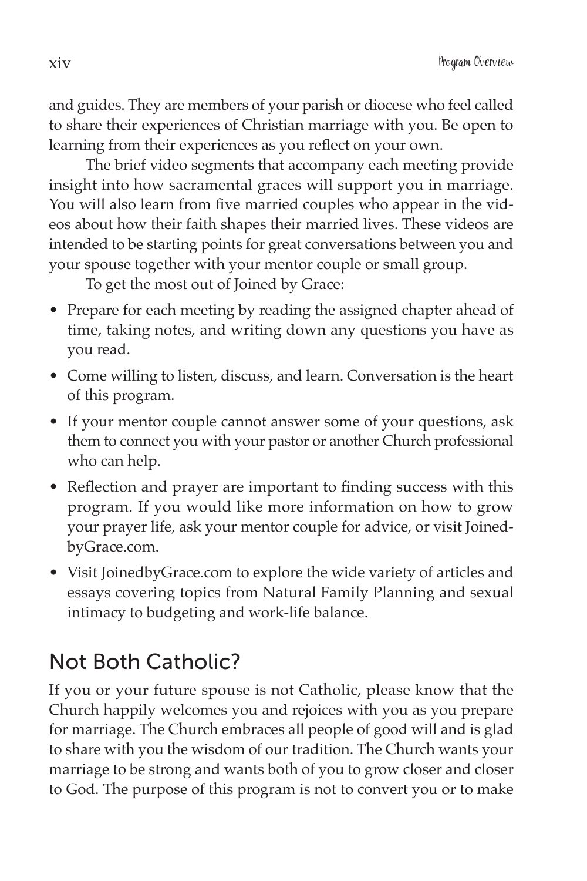and guides. They are members of your parish or diocese who feel called to share their experiences of Christian marriage with you. Be open to learning from their experiences as you reflect on your own.

The brief video segments that accompany each meeting provide insight into how sacramental graces will support you in marriage. You will also learn from five married couples who appear in the videos about how their faith shapes their married lives. These videos are intended to be starting points for great conversations between you and your spouse together with your mentor couple or small group.

To get the most out of Joined by Grace:

- Prepare for each meeting by reading the assigned chapter ahead of time, taking notes, and writing down any questions you have as you read.
- Come willing to listen, discuss, and learn. Conversation is the heart of this program.
- If your mentor couple cannot answer some of your questions, ask them to connect you with your pastor or another Church professional who can help.
- Reflection and prayer are important to finding success with this program. If you would like more information on how to grow your prayer life, ask your mentor couple for advice, or visit JoinedbyGrace.com.
- Visit JoinedbyGrace.com to explore the wide variety of articles and essays covering topics from Natural Family Planning and sexual intimacy to budgeting and work-life balance.

## Not Both Catholic?

If you or your future spouse is not Catholic, please know that the Church happily welcomes you and rejoices with you as you prepare for marriage. The Church embraces all people of good will and is glad to share with you the wisdom of our tradition. The Church wants your marriage to be strong and wants both of you to grow closer and closer to God. The purpose of this program is not to convert you or to make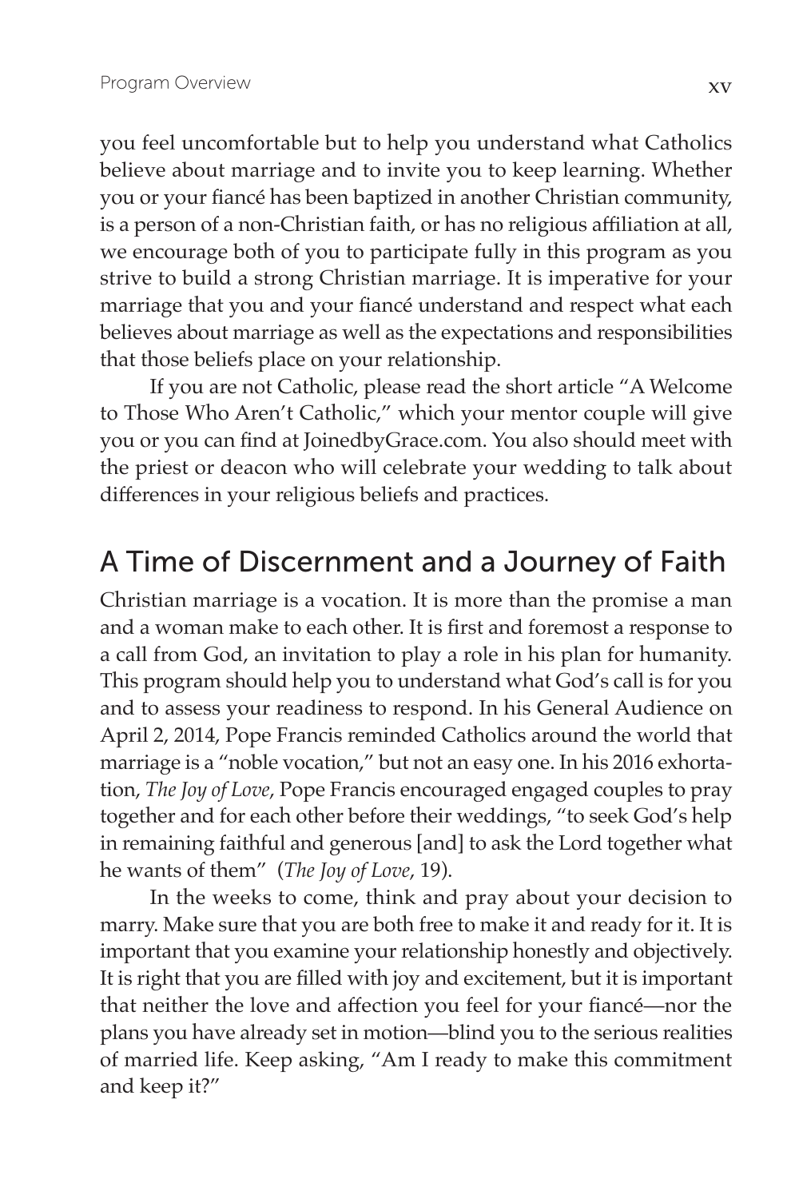you feel uncomfortable but to help you understand what Catholics believe about marriage and to invite you to keep learning. Whether you or your fiancé has been baptized in another Christian community, is a person of a non-Christian faith, or has no religious affiliation at all, we encourage both of you to participate fully in this program as you strive to build a strong Christian marriage. It is imperative for your marriage that you and your fiancé understand and respect what each believes about marriage as well as the expectations and responsibilities that those beliefs place on your relationship.

If you are not Catholic, please read the short article "A Welcome to Those Who Aren't Catholic," which your mentor couple will give you or you can find at JoinedbyGrace.com. You also should meet with the priest or deacon who will celebrate your wedding to talk about differences in your religious beliefs and practices.

## A Time of Discernment and a Journey of Faith

Christian marriage is a vocation. It is more than the promise a man and a woman make to each other. It is first and foremost a response to a call from God, an invitation to play a role in his plan for humanity. This program should help you to understand what God's call is for you and to assess your readiness to respond. In his General Audience on April 2, 2014, Pope Francis reminded Catholics around the world that marriage is a "noble vocation," but not an easy one. In his 2016 exhortation, *The Joy of Love*, Pope Francis encouraged engaged couples to pray together and for each other before their weddings, "to seek God's help in remaining faithful and generous [and] to ask the Lord together what he wants of them" (*The Joy of Love*, 19).

In the weeks to come, think and pray about your decision to marry. Make sure that you are both free to make it and ready for it. It is important that you examine your relationship honestly and objectively. It is right that you are filled with joy and excitement, but it is important that neither the love and affection you feel for your fiancé—nor the plans you have already set in motion—blind you to the serious realities of married life. Keep asking, "Am I ready to make this commitment and keep it?"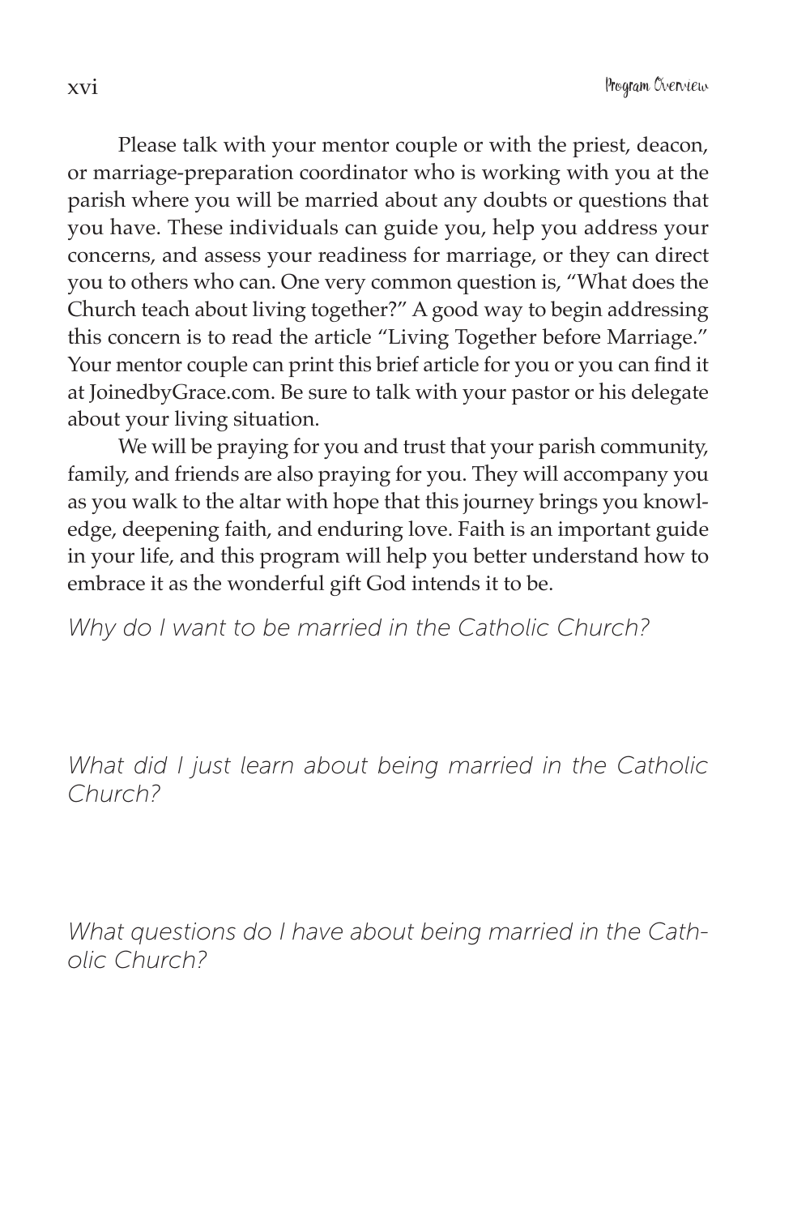Please talk with your mentor couple or with the priest, deacon, or marriage-preparation coordinator who is working with you at the parish where you will be married about any doubts or questions that you have. These individuals can guide you, help you address your concerns, and assess your readiness for marriage, or they can direct you to others who can. One very common question is, "What does the Church teach about living together?" A good way to begin addressing this concern is to read the article "Living Together before Marriage." Your mentor couple can print this brief article for you or you can find it at JoinedbyGrace.com. Be sure to talk with your pastor or his delegate about your living situation.

We will be praying for you and trust that your parish community, family, and friends are also praying for you. They will accompany you as you walk to the altar with hope that this journey brings you knowledge, deepening faith, and enduring love. Faith is an important guide in your life, and this program will help you better understand how to embrace it as the wonderful gift God intends it to be.

*Why do I want to be married in the Catholic Church?*

*What did I just learn about being married in the Catholic Church?*

*What questions do I have about being married in the Catholic Church?*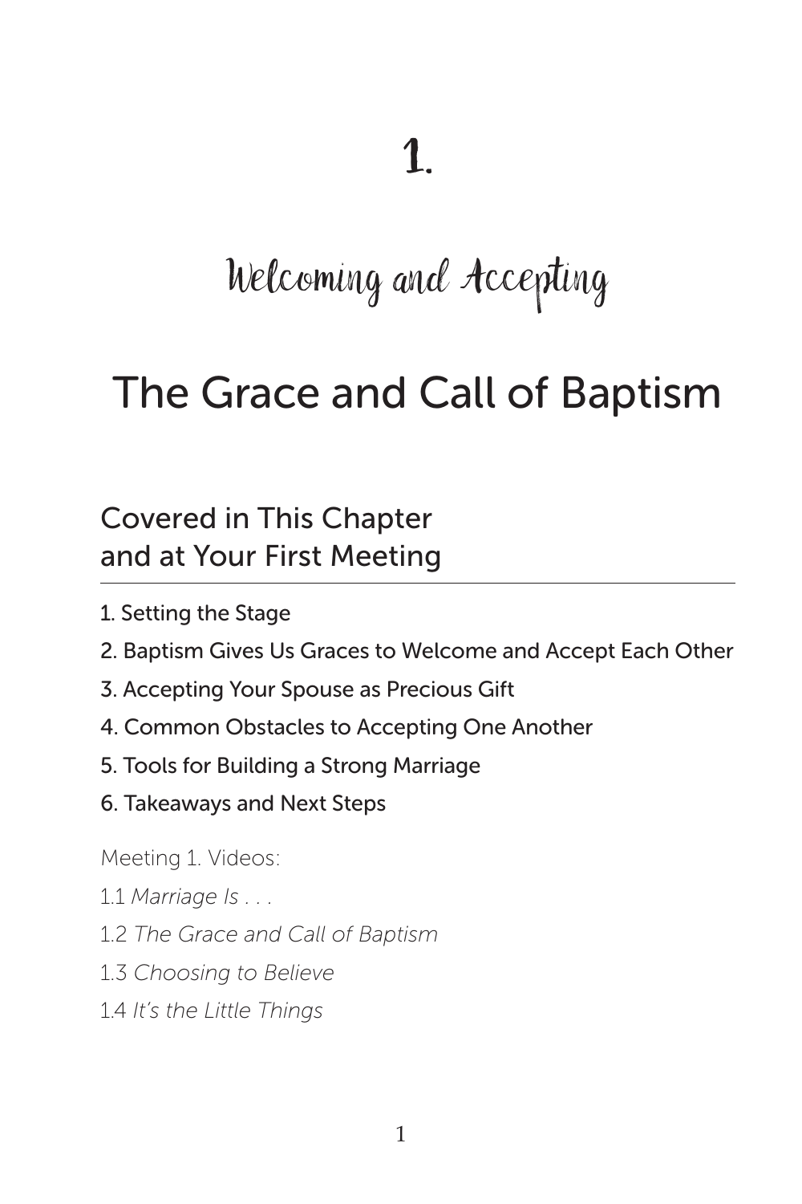# 1.

## Welcoming and Accepting

# The Grace and Call of Baptism

## Covered in This Chapter and at Your First Meeting

1. Setting the Stage
2. Baptism Gives Us Graces to Welcome and Accept Each Other
3. Accepting Your Spouse as Precious Gift
4. Common Obstacles to Accepting One Another
5. Tools for Building a Strong Marriage
6. Takeaways and Next Steps

Meeting 1. Videos:

1.1 *Marriage Is . . .*

1.2 *The Grace and Call of Baptism*

1.3 *Choosing to Believe*

1.4 *It's the Little Things*